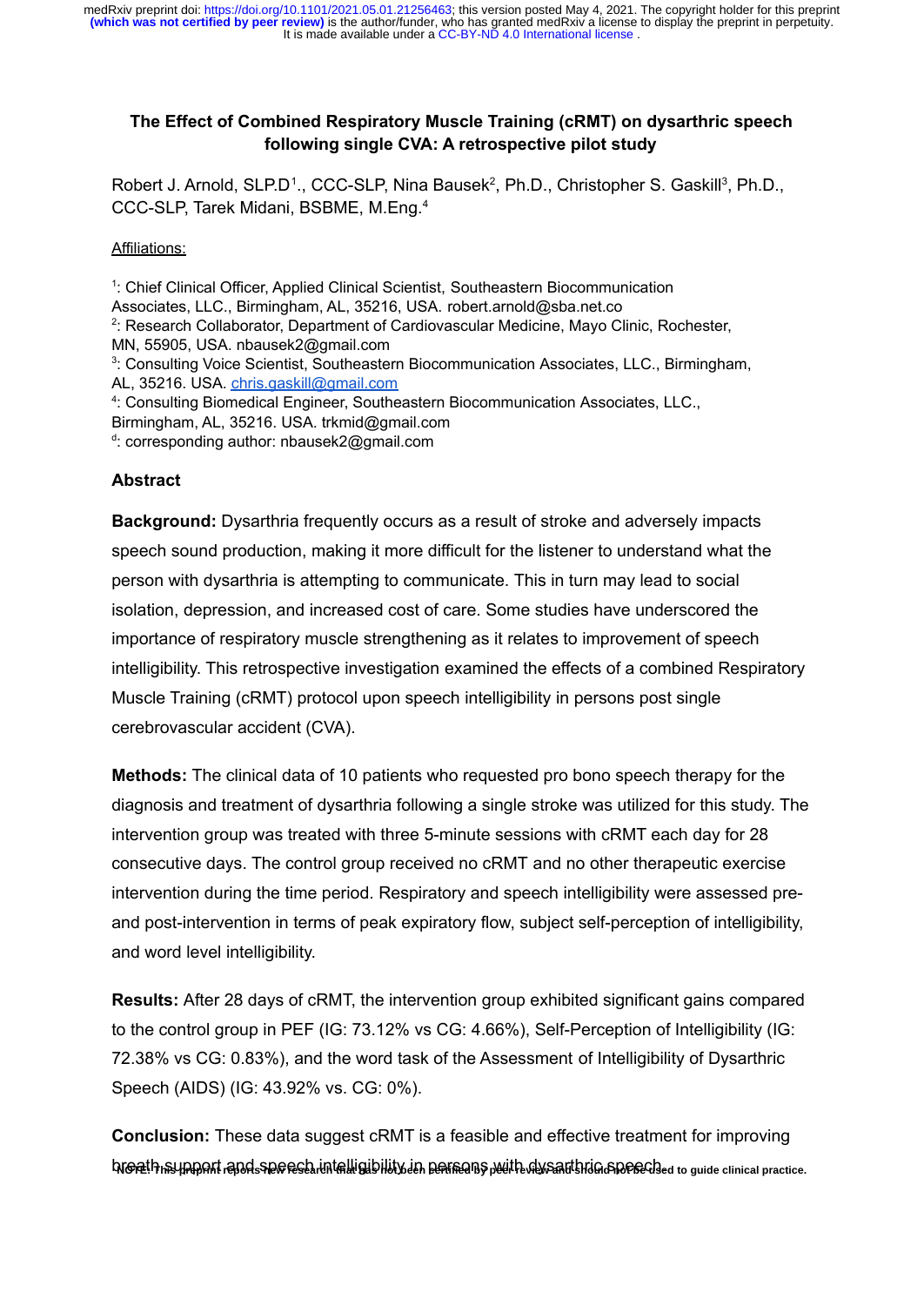# The Effect of Combined Respiratory Muscle Training (cRMT) on dysarthric speech following single CVA: A retrospective pilot study

Robert J. Arnold, SLP.D[1]., CCC-SLP, Nina Bausek[2], Ph.D., Christopher S. Gaskill[3], Ph.D., CCC-SLP, Tarek Midani, BSBME, M.Eng.[4]

Affiliations:

[1]: Chief Clinical Officer, Applied Clinical Scientist, Southeastern Biocommunication Associates, LLC., Birmingham, AL, 35216, USA. robert.arnold@sba.net.co

[2]: Research Collaborator, Department of Cardiovascular Medicine, Mayo Clinic, Rochester, MN, 55905, USA. nbausek2@gmail.com

[3]: Consulting Voice Scientist, Southeastern Biocommunication Associates, LLC., Birmingham, AL, 35216. USA. chris.gaskill@gmail.com

[4]: Consulting Biomedical Engineer, Southeastern Biocommunication Associates, LLC., Birmingham, AL, 35216. USA. trkmid@gmail.com

[d]: corresponding author: nbausek2@gmail.com

## Abstract

**Background:** Dysarthria frequently occurs as a result of stroke and adversely impacts speech sound production, making it more difficult for the listener to understand what the person with dysarthria is attempting to communicate. This in turn may lead to social isolation, depression, and increased cost of care. Some studies have underscored the importance of respiratory muscle strengthening as it relates to improvement of speech intelligibility. This retrospective investigation examined the effects of a combined Respiratory Muscle Training (cRMT) protocol upon speech intelligibility in persons post single cerebrovascular accident (CVA).

**Methods:** The clinical data of 10 patients who requested pro bono speech therapy for the diagnosis and treatment of dysarthria following a single stroke was utilized for this study. The intervention group was treated with three 5-minute sessions with cRMT each day for 28 consecutive days. The control group received no cRMT and no other therapeutic exercise intervention during the time period. Respiratory and speech intelligibility were assessed pre- and post-intervention in terms of peak expiratory flow, subject self-perception of intelligibility, and word level intelligibility.

**Results:** After 28 days of cRMT, the intervention group exhibited significant gains compared to the control group in PEF (IG: 73.12% vs CG: 4.66%), Self-Perception of Intelligibility (IG: 72.38% vs CG: 0.83%), and the word task of the Assessment of Intelligibility of Dysarthric Speech (AIDS) (IG: 43.92% vs. CG: 0%).

**Conclusion:** These data suggest cRMT is a feasible and effective treatment for improving breath support and speech intelligibility in persons with dysarthric speech.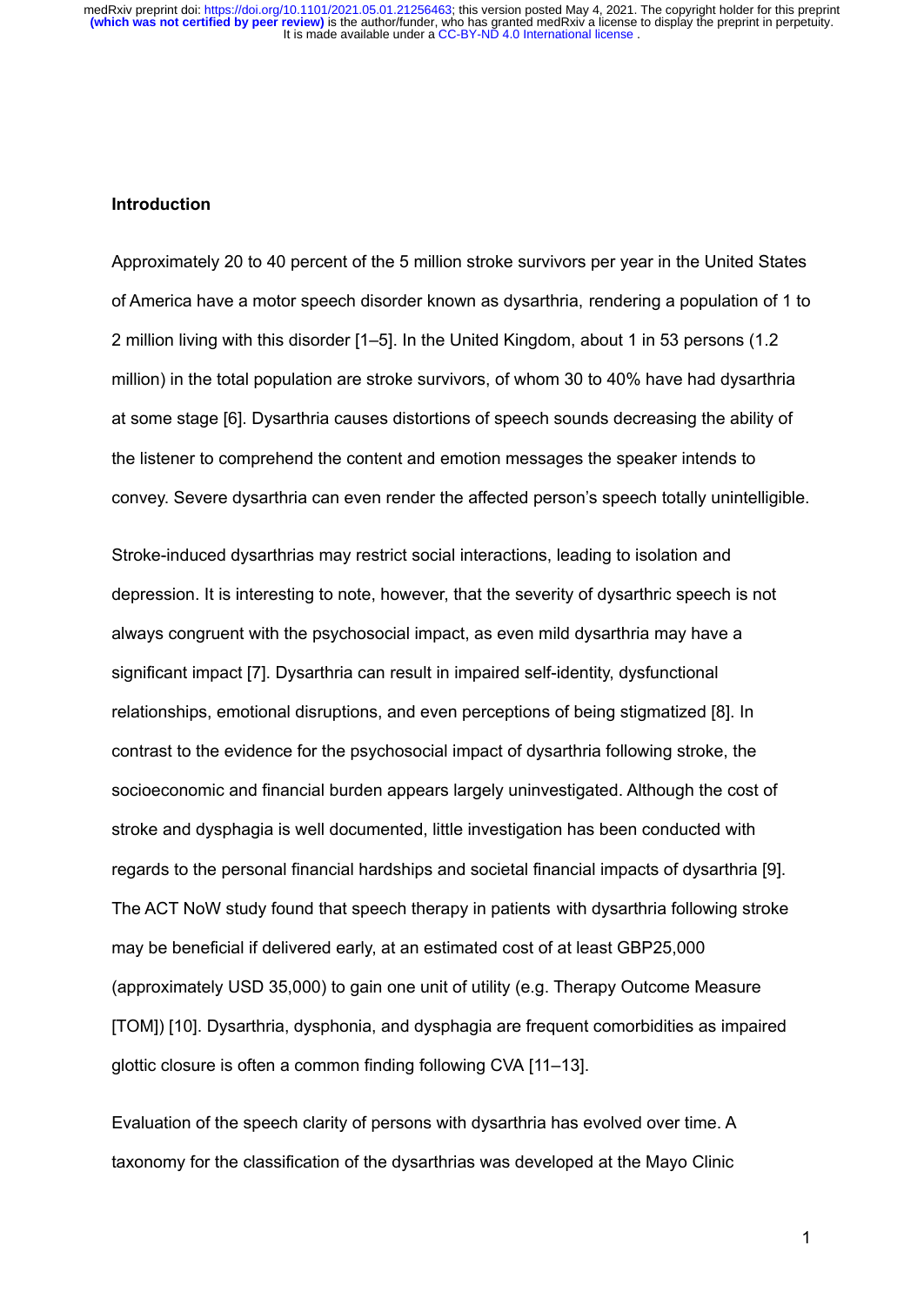## Introduction

Approximately 20 to 40 percent of the 5 million stroke survivors per year in the United States of America have a motor speech disorder known as dysarthria, rendering a population of 1 to 2 million living with this disorder [1–5]. In the United Kingdom, about 1 in 53 persons (1.2 million) in the total population are stroke survivors, of whom 30 to 40% have had dysarthria at some stage [6]. Dysarthria causes distortions of speech sounds decreasing the ability of the listener to comprehend the content and emotion messages the speaker intends to convey. Severe dysarthria can even render the affected person's speech totally unintelligible.

Stroke-induced dysarthrias may restrict social interactions, leading to isolation and depression. It is interesting to note, however, that the severity of dysarthric speech is not always congruent with the psychosocial impact, as even mild dysarthria may have a significant impact [7]. Dysarthria can result in impaired self-identity, dysfunctional relationships, emotional disruptions, and even perceptions of being stigmatized [8]. In contrast to the evidence for the psychosocial impact of dysarthria following stroke, the socioeconomic and financial burden appears largely uninvestigated. Although the cost of stroke and dysphagia is well documented, little investigation has been conducted with regards to the personal financial hardships and societal financial impacts of dysarthria [9]. The ACT NoW study found that speech therapy in patients with dysarthria following stroke may be beneficial if delivered early, at an estimated cost of at least GBP25,000 (approximately USD 35,000) to gain one unit of utility (e.g. Therapy Outcome Measure [TOM]) [10]. Dysarthria, dysphonia, and dysphagia are frequent comorbidities as impaired glottic closure is often a common finding following CVA [11–13].

Evaluation of the speech clarity of persons with dysarthria has evolved over time. A taxonomy for the classification of the dysarthrias was developed at the Mayo Clinic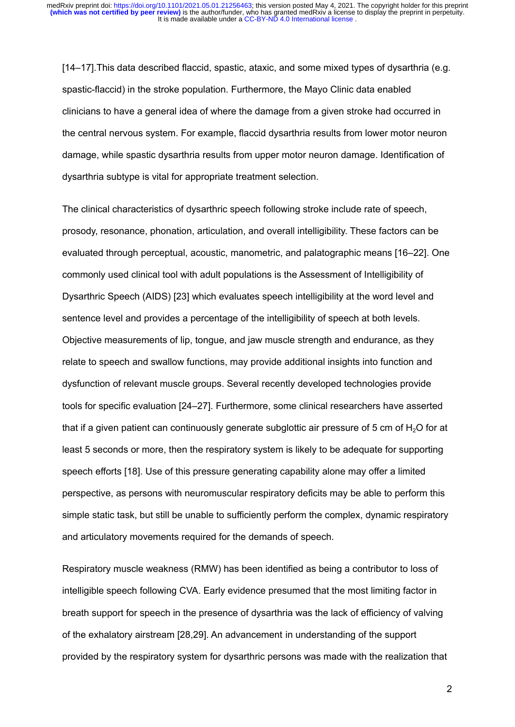[14–17].This data described flaccid, spastic, ataxic, and some mixed types of dysarthria (e.g. spastic-flaccid) in the stroke population. Furthermore, the Mayo Clinic data enabled clinicians to have a general idea of where the damage from a given stroke had occurred in the central nervous system. For example, flaccid dysarthria results from lower motor neuron damage, while spastic dysarthria results from upper motor neuron damage. Identification of dysarthria subtype is vital for appropriate treatment selection.

The clinical characteristics of dysarthric speech following stroke include rate of speech, prosody, resonance, phonation, articulation, and overall intelligibility. These factors can be evaluated through perceptual, acoustic, manometric, and palatographic means [16–22]. One commonly used clinical tool with adult populations is the Assessment of Intelligibility of Dysarthric Speech (AIDS) [23] which evaluates speech intelligibility at the word level and sentence level and provides a percentage of the intelligibility of speech at both levels. Objective measurements of lip, tongue, and jaw muscle strength and endurance, as they relate to speech and swallow functions, may provide additional insights into function and dysfunction of relevant muscle groups. Several recently developed technologies provide tools for specific evaluation [24–27]. Furthermore, some clinical researchers have asserted that if a given patient can continuously generate subglottic air pressure of 5 cm of $H_2O$ for at least 5 seconds or more, then the respiratory system is likely to be adequate for supporting speech efforts [18]. Use of this pressure generating capability alone may offer a limited perspective, as persons with neuromuscular respiratory deficits may be able to perform this simple static task, but still be unable to sufficiently perform the complex, dynamic respiratory and articulatory movements required for the demands of speech.

Respiratory muscle weakness (RMW) has been identified as being a contributor to loss of intelligible speech following CVA. Early evidence presumed that the most limiting factor in breath support for speech in the presence of dysarthria was the lack of efficiency of valving of the exhalatory airstream [28,29]. An advancement in understanding of the support provided by the respiratory system for dysarthric persons was made with the realization that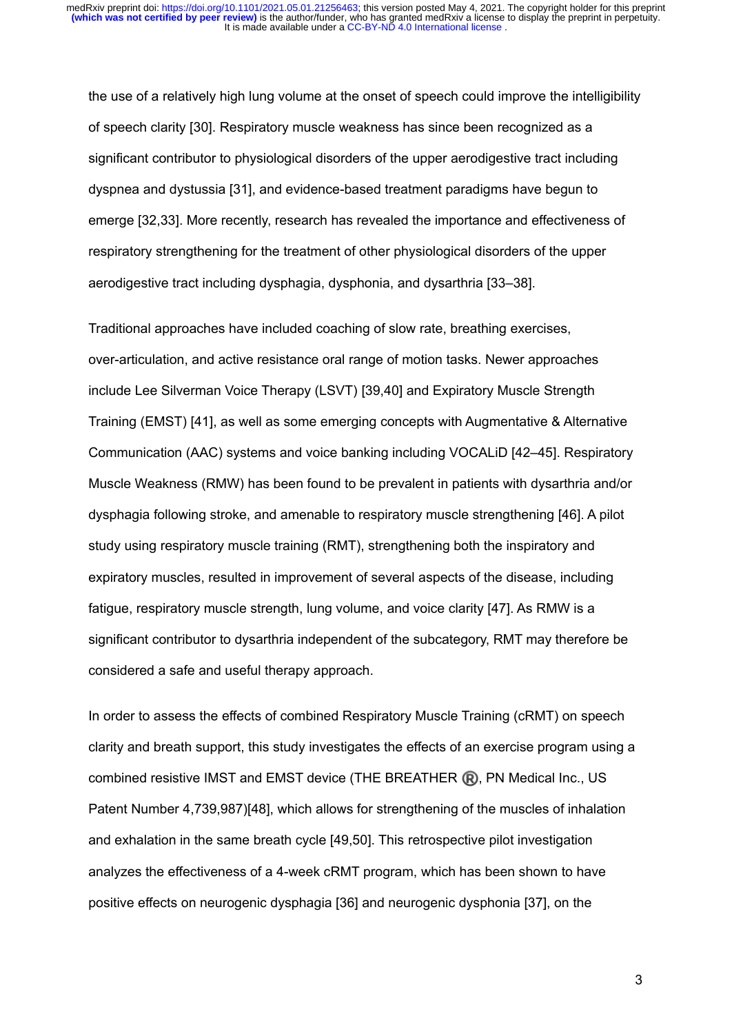the use of a relatively high lung volume at the onset of speech could improve the intelligibility of speech clarity [30]. Respiratory muscle weakness has since been recognized as a significant contributor to physiological disorders of the upper aerodigestive tract including dyspnea and dystussia [31], and evidence-based treatment paradigms have begun to emerge [32,33]. More recently, research has revealed the importance and effectiveness of respiratory strengthening for the treatment of other physiological disorders of the upper aerodigestive tract including dysphagia, dysphonia, and dysarthria [33–38].

Traditional approaches have included coaching of slow rate, breathing exercises, over-articulation, and active resistance oral range of motion tasks. Newer approaches include Lee Silverman Voice Therapy (LSVT) [39,40] and Expiratory Muscle Strength Training (EMST) [41], as well as some emerging concepts with Augmentative & Alternative Communication (AAC) systems and voice banking including VOCALiD [42–45]. Respiratory Muscle Weakness (RMW) has been found to be prevalent in patients with dysarthria and/or dysphagia following stroke, and amenable to respiratory muscle strengthening [46]. A pilot study using respiratory muscle training (RMT), strengthening both the inspiratory and expiratory muscles, resulted in improvement of several aspects of the disease, including fatigue, respiratory muscle strength, lung volume, and voice clarity [47]. As RMW is a significant contributor to dysarthria independent of the subcategory, RMT may therefore be considered a safe and useful therapy approach.

In order to assess the effects of combined Respiratory Muscle Training (cRMT) on speech clarity and breath support, this study investigates the effects of an exercise program using a combined resistive IMST and EMST device (THE BREATHER ®, PN Medical Inc., US Patent Number 4,739,987)[48], which allows for strengthening of the muscles of inhalation and exhalation in the same breath cycle [49,50]. This retrospective pilot investigation analyzes the effectiveness of a 4-week cRMT program, which has been shown to have positive effects on neurogenic dysphagia [36] and neurogenic dysphonia [37], on the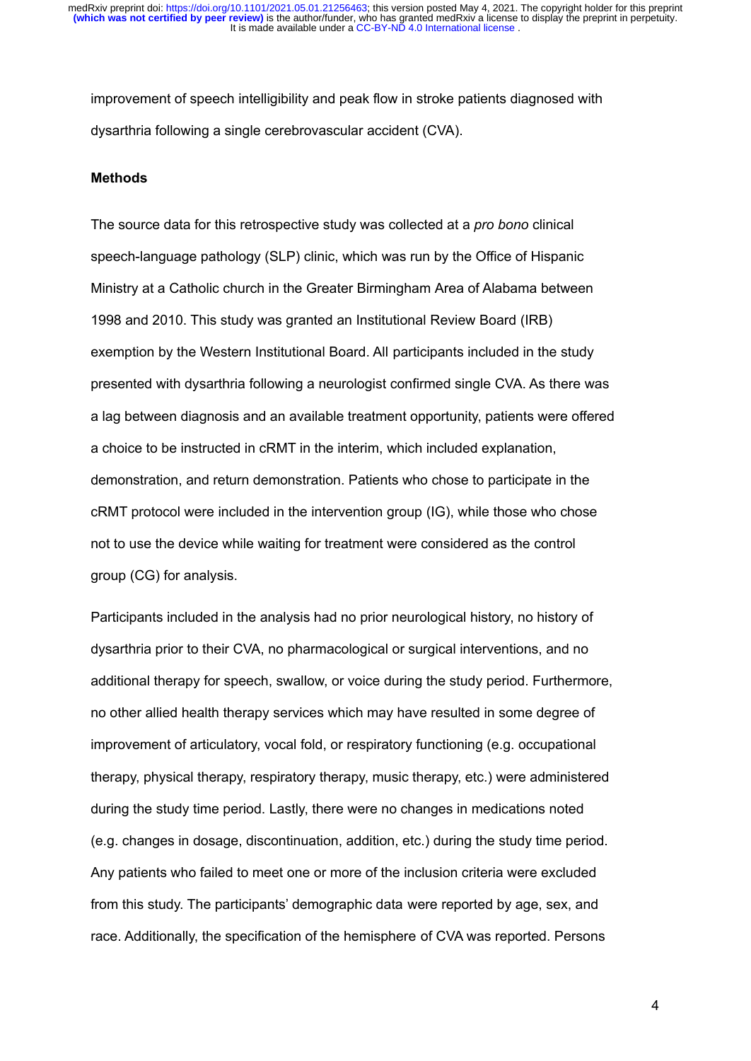improvement of speech intelligibility and peak flow in stroke patients diagnosed with dysarthria following a single cerebrovascular accident (CVA).

**Methods**

The source data for this retrospective study was collected at a *pro bono* clinical speech-language pathology (SLP) clinic, which was run by the Office of Hispanic Ministry at a Catholic church in the Greater Birmingham Area of Alabama between 1998 and 2010. This study was granted an Institutional Review Board (IRB) exemption by the Western Institutional Board. All participants included in the study presented with dysarthria following a neurologist confirmed single CVA. As there was a lag between diagnosis and an available treatment opportunity, patients were offered a choice to be instructed in cRMT in the interim, which included explanation, demonstration, and return demonstration. Patients who chose to participate in the cRMT protocol were included in the intervention group (IG), while those who chose not to use the device while waiting for treatment were considered as the control group (CG) for analysis.

Participants included in the analysis had no prior neurological history, no history of dysarthria prior to their CVA, no pharmacological or surgical interventions, and no additional therapy for speech, swallow, or voice during the study period. Furthermore, no other allied health therapy services which may have resulted in some degree of improvement of articulatory, vocal fold, or respiratory functioning (e.g. occupational therapy, physical therapy, respiratory therapy, music therapy, etc.) were administered during the study time period. Lastly, there were no changes in medications noted (e.g. changes in dosage, discontinuation, addition, etc.) during the study time period. Any patients who failed to meet one or more of the inclusion criteria were excluded from this study. The participants' demographic data were reported by age, sex, and race. Additionally, the specification of the hemisphere of CVA was reported. Persons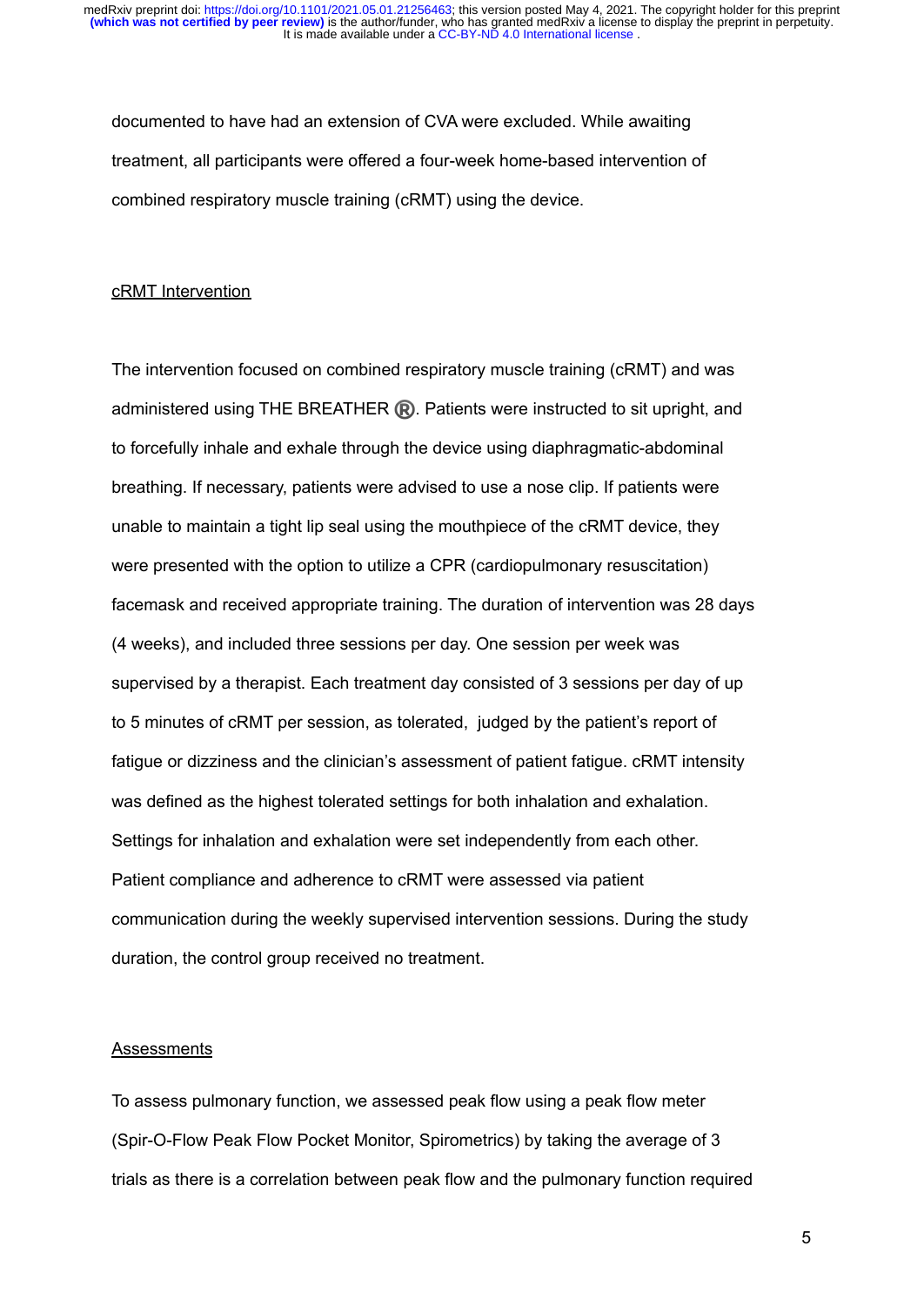documented to have had an extension of CVA were excluded. While awaiting treatment, all participants were offered a four-week home-based intervention of combined respiratory muscle training (cRMT) using the device.

## cRMT Intervention

The intervention focused on combined respiratory muscle training (cRMT) and was administered using THE BREATHER ®. Patients were instructed to sit upright, and to forcefully inhale and exhale through the device using diaphragmatic-abdominal breathing. If necessary, patients were advised to use a nose clip. If patients were unable to maintain a tight lip seal using the mouthpiece of the cRMT device, they were presented with the option to utilize a CPR (cardiopulmonary resuscitation) facemask and received appropriate training. The duration of intervention was 28 days (4 weeks), and included three sessions per day. One session per week was supervised by a therapist. Each treatment day consisted of 3 sessions per day of up to 5 minutes of cRMT per session, as tolerated, judged by the patient's report of fatigue or dizziness and the clinician's assessment of patient fatigue. cRMT intensity was defined as the highest tolerated settings for both inhalation and exhalation. Settings for inhalation and exhalation were set independently from each other. Patient compliance and adherence to cRMT were assessed via patient communication during the weekly supervised intervention sessions. During the study duration, the control group received no treatment.

## Assessments

To assess pulmonary function, we assessed peak flow using a peak flow meter (Spir-O-Flow Peak Flow Pocket Monitor, Spirometrics) by taking the average of 3 trials as there is a correlation between peak flow and the pulmonary function required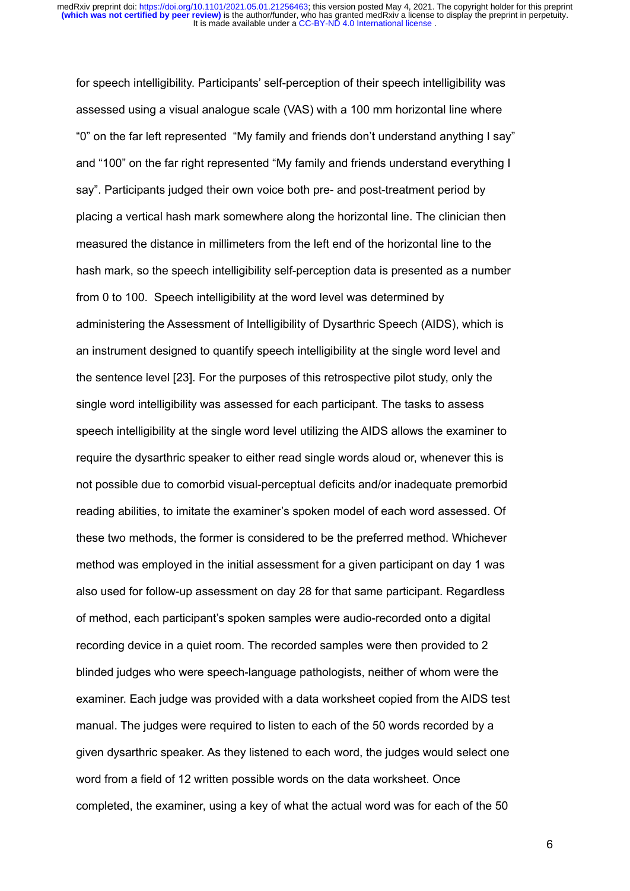for speech intelligibility. Participants' self-perception of their speech intelligibility was assessed using a visual analogue scale (VAS) with a 100 mm horizontal line where "0" on the far left represented "My family and friends don't understand anything I say" and "100" on the far right represented "My family and friends understand everything I say". Participants judged their own voice both pre- and post-treatment period by placing a vertical hash mark somewhere along the horizontal line. The clinician then measured the distance in millimeters from the left end of the horizontal line to the hash mark, so the speech intelligibility self-perception data is presented as a number from 0 to 100. Speech intelligibility at the word level was determined by administering the Assessment of Intelligibility of Dysarthric Speech (AIDS), which is an instrument designed to quantify speech intelligibility at the single word level and the sentence level [23]. For the purposes of this retrospective pilot study, only the single word intelligibility was assessed for each participant. The tasks to assess speech intelligibility at the single word level utilizing the AIDS allows the examiner to require the dysarthric speaker to either read single words aloud or, whenever this is not possible due to comorbid visual-perceptual deficits and/or inadequate premorbid reading abilities, to imitate the examiner's spoken model of each word assessed. Of these two methods, the former is considered to be the preferred method. Whichever method was employed in the initial assessment for a given participant on day 1 was also used for follow-up assessment on day 28 for that same participant. Regardless of method, each participant's spoken samples were audio-recorded onto a digital recording device in a quiet room. The recorded samples were then provided to 2 blinded judges who were speech-language pathologists, neither of whom were the examiner. Each judge was provided with a data worksheet copied from the AIDS test manual. The judges were required to listen to each of the 50 words recorded by a given dysarthric speaker. As they listened to each word, the judges would select one word from a field of 12 written possible words on the data worksheet. Once completed, the examiner, using a key of what the actual word was for each of the 50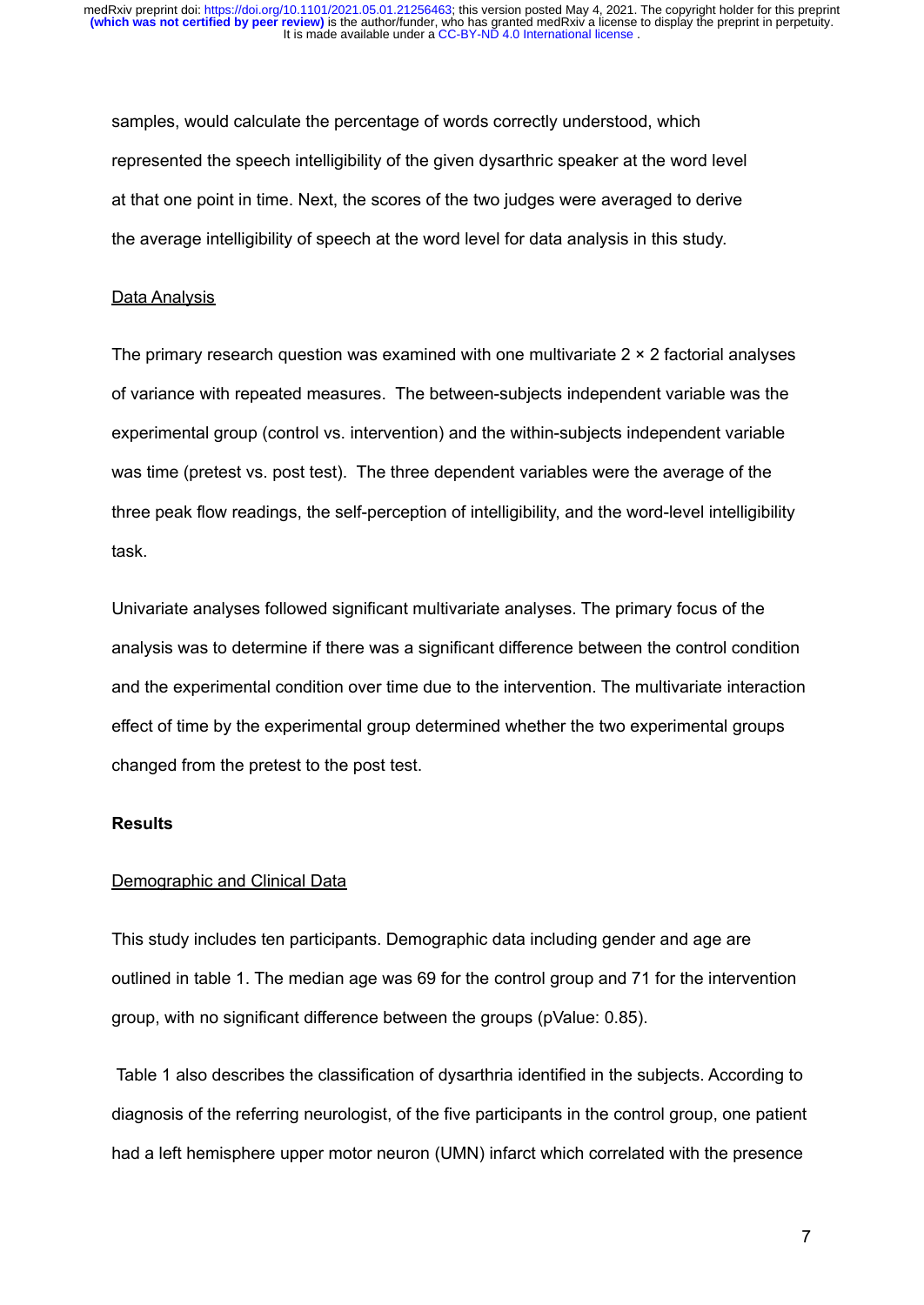samples, would calculate the percentage of words correctly understood, which represented the speech intelligibility of the given dysarthric speaker at the word level at that one point in time. Next, the scores of the two judges were averaged to derive the average intelligibility of speech at the word level for data analysis in this study.

Data Analysis

The primary research question was examined with one multivariate 2 × 2 factorial analyses of variance with repeated measures. The between-subjects independent variable was the experimental group (control vs. intervention) and the within-subjects independent variable was time (pretest vs. post test). The three dependent variables were the average of the three peak flow readings, the self-perception of intelligibility, and the word-level intelligibility task.

Univariate analyses followed significant multivariate analyses. The primary focus of the analysis was to determine if there was a significant difference between the control condition and the experimental condition over time due to the intervention. The multivariate interaction effect of time by the experimental group determined whether the two experimental groups changed from the pretest to the post test.

## Results

Demographic and Clinical Data

This study includes ten participants. Demographic data including gender and age are outlined in table 1. The median age was 69 for the control group and 71 for the intervention group, with no significant difference between the groups (pValue: 0.85).

Table 1 also describes the classification of dysarthria identified in the subjects. According to diagnosis of the referring neurologist, of the five participants in the control group, one patient had a left hemisphere upper motor neuron (UMN) infarct which correlated with the presence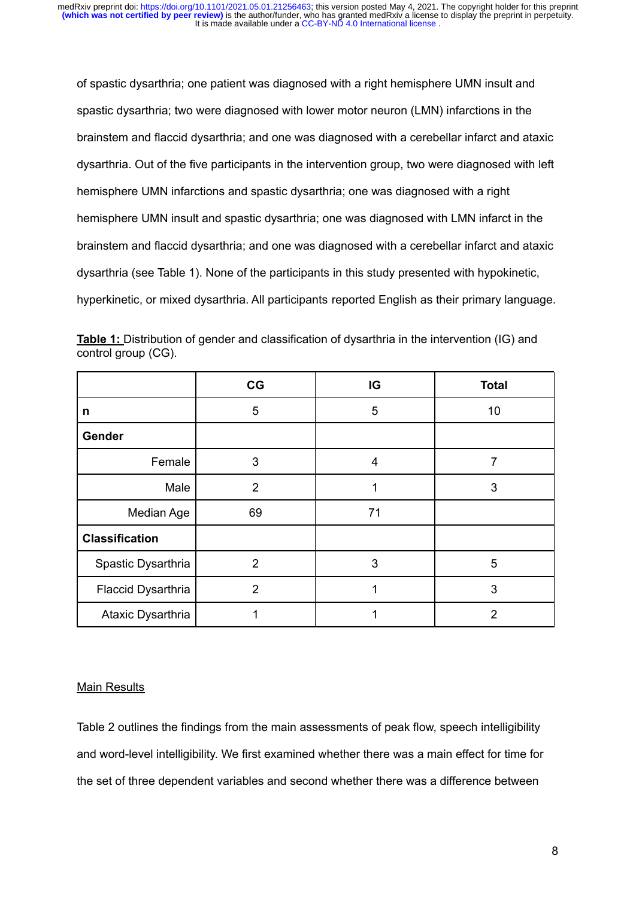of spastic dysarthria; one patient was diagnosed with a right hemisphere UMN insult and spastic dysarthria; two were diagnosed with lower motor neuron (LMN) infarctions in the brainstem and flaccid dysarthria; and one was diagnosed with a cerebellar infarct and ataxic dysarthria. Out of the five participants in the intervention group, two were diagnosed with left hemisphere UMN infarctions and spastic dysarthria; one was diagnosed with a right hemisphere UMN insult and spastic dysarthria; one was diagnosed with LMN infarct in the brainstem and flaccid dysarthria; and one was diagnosed with a cerebellar infarct and ataxic dysarthria (see Table 1). None of the participants in this study presented with hypokinetic, hyperkinetic, or mixed dysarthria. All participants reported English as their primary language.

**Table 1:** Distribution of gender and classification of dysarthria in the intervention (IG) and control group (CG).

| | CG | IG | Total |
|---|---|---|---|
| **n** | 5 | 5 | 10 |
| **Gender** | | | |
| Female | 3 | 4 | 7 |
| Male | 2 | 1 | 3 |
| Median Age | 69 | 71 | |
| **Classification** | | | |
| Spastic Dysarthria | 2 | 3 | 5 |
| Flaccid Dysarthria | 2 | 1 | 3 |
| Ataxic Dysarthria | 1 | 1 | 2 |

Main Results

Table 2 outlines the findings from the main assessments of peak flow, speech intelligibility and word-level intelligibility. We first examined whether there was a main effect for time for the set of three dependent variables and second whether there was a difference between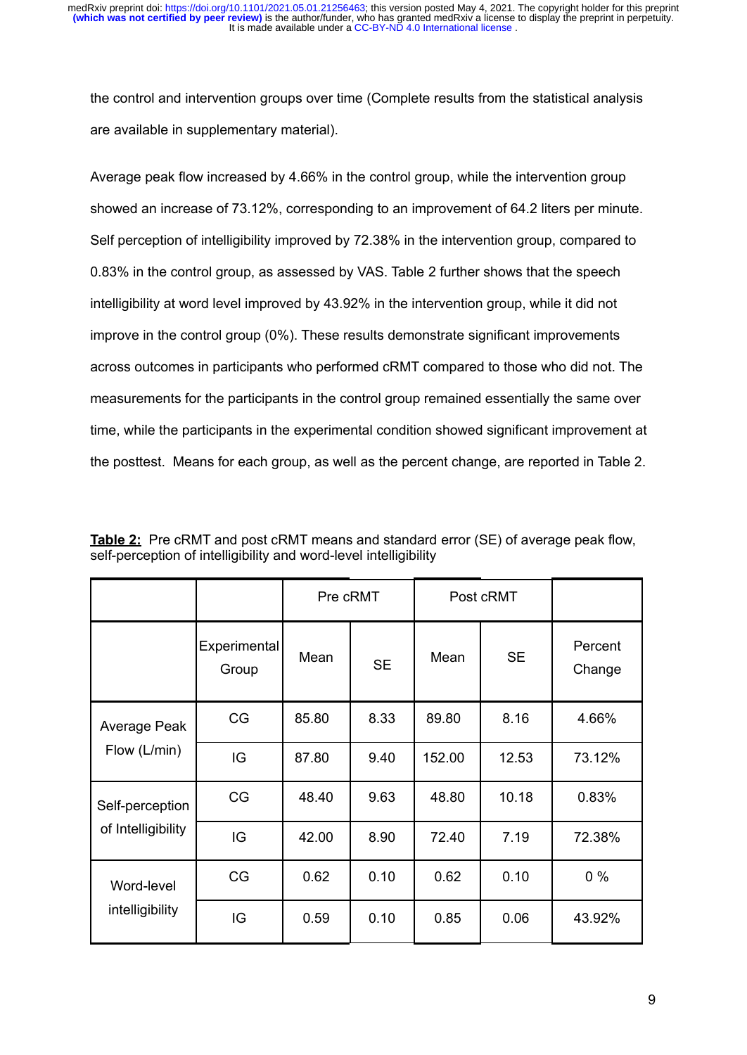the control and intervention groups over time (Complete results from the statistical analysis are available in supplementary material).

Average peak flow increased by 4.66% in the control group, while the intervention group showed an increase of 73.12%, corresponding to an improvement of 64.2 liters per minute. Self perception of intelligibility improved by 72.38% in the intervention group, compared to 0.83% in the control group, as assessed by VAS. Table 2 further shows that the speech intelligibility at word level improved by 43.92% in the intervention group, while it did not improve in the control group (0%). These results demonstrate significant improvements across outcomes in participants who performed cRMT compared to those who did not. The measurements for the participants in the control group remained essentially the same over time, while the participants in the experimental condition showed significant improvement at the posttest. Means for each group, as well as the percent change, are reported in Table 2.

**Table 2:** Pre cRMT and post cRMT means and standard error (SE) of average peak flow, self-perception of intelligibility and word-level intelligibility

| | | Pre cRMT | | Post cRMT | | |
|---|---|---|---|---|---|---|
| | Experimental Group | Mean | SE | Mean | SE | Percent Change |
| Average Peak Flow (L/min) | CG | 85.80 | 8.33 | 89.80 | 8.16 | 4.66% |
| | IG | 87.80 | 9.40 | 152.00 | 12.53 | 73.12% |
| Self-perception of Intelligibility | CG | 48.40 | 9.63 | 48.80 | 10.18 | 0.83% |
| | IG | 42.00 | 8.90 | 72.40 | 7.19 | 72.38% |
| Word-level intelligibility | CG | 0.62 | 0.10 | 0.62 | 0.10 | 0 % |
| | IG | 0.59 | 0.10 | 0.85 | 0.06 | 43.92% |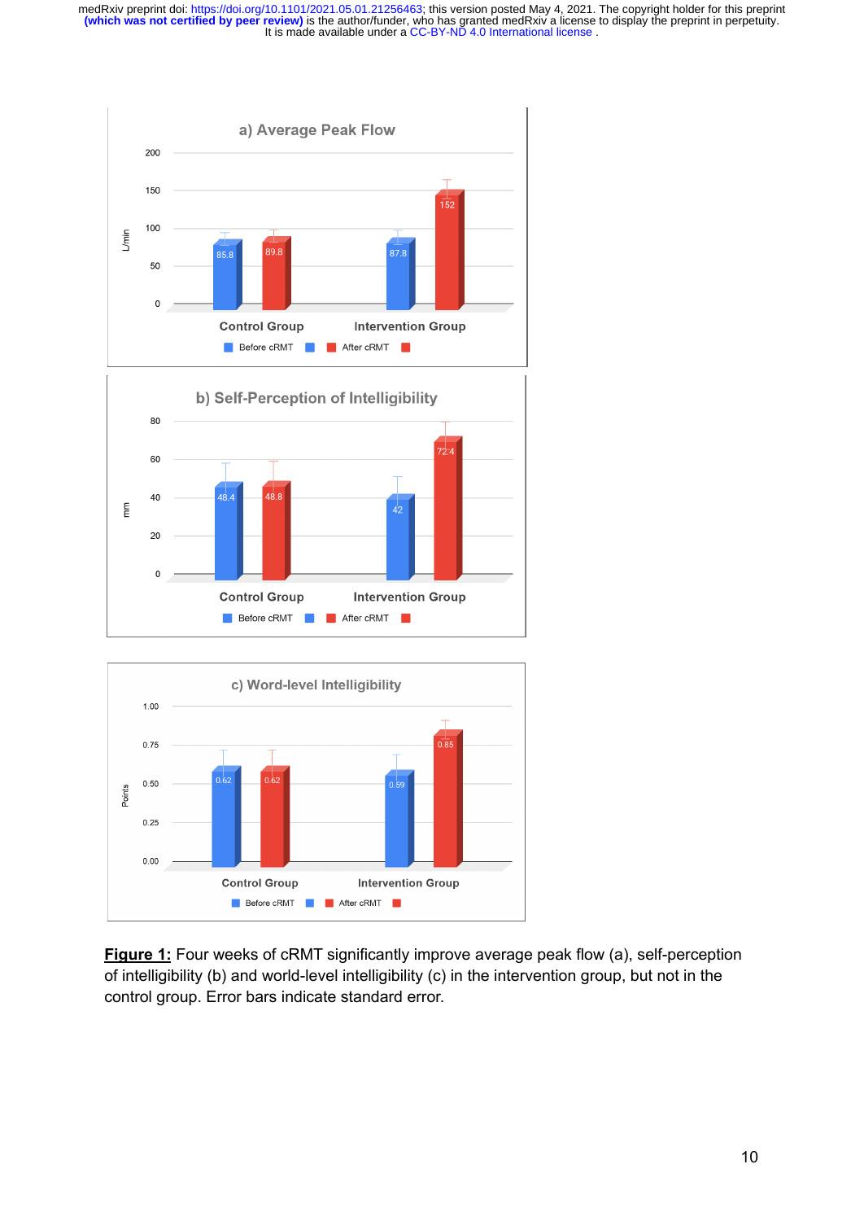**Figure 1:** Four weeks of cRMT significantly improve average peak flow (a), self-perception of intelligibility (b) and world-level intelligibility (c) in the intervention group, but not in the control group. Error bars indicate standard error.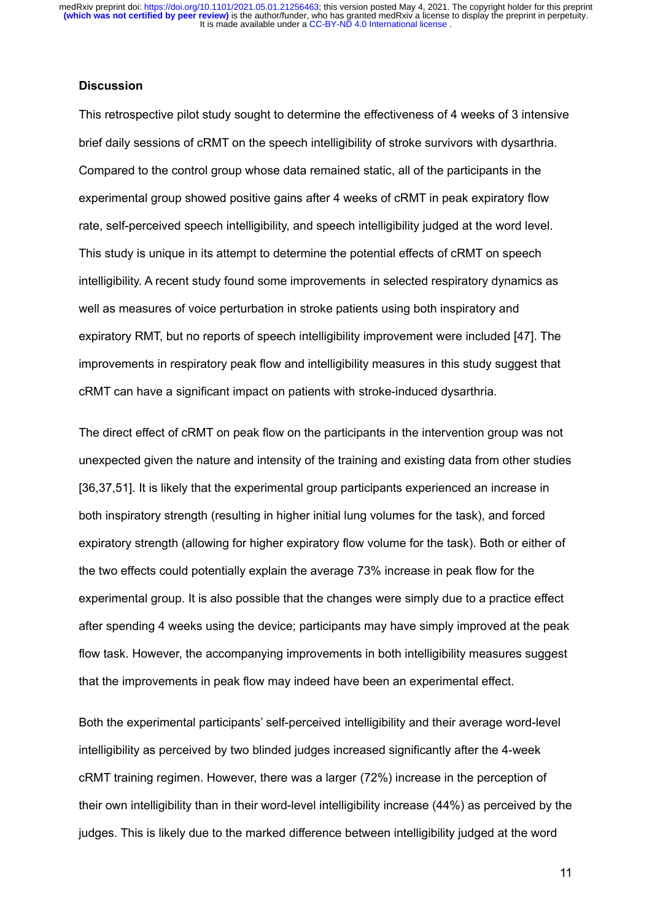## Discussion

This retrospective pilot study sought to determine the effectiveness of 4 weeks of 3 intensive brief daily sessions of cRMT on the speech intelligibility of stroke survivors with dysarthria. Compared to the control group whose data remained static, all of the participants in the experimental group showed positive gains after 4 weeks of cRMT in peak expiratory flow rate, self-perceived speech intelligibility, and speech intelligibility judged at the word level. This study is unique in its attempt to determine the potential effects of cRMT on speech intelligibility. A recent study found some improvements in selected respiratory dynamics as well as measures of voice perturbation in stroke patients using both inspiratory and expiratory RMT, but no reports of speech intelligibility improvement were included [47]. The improvements in respiratory peak flow and intelligibility measures in this study suggest that cRMT can have a significant impact on patients with stroke-induced dysarthria.

The direct effect of cRMT on peak flow on the participants in the intervention group was not unexpected given the nature and intensity of the training and existing data from other studies [36,37,51]. It is likely that the experimental group participants experienced an increase in both inspiratory strength (resulting in higher initial lung volumes for the task), and forced expiratory strength (allowing for higher expiratory flow volume for the task). Both or either of the two effects could potentially explain the average 73% increase in peak flow for the experimental group. It is also possible that the changes were simply due to a practice effect after spending 4 weeks using the device; participants may have simply improved at the peak flow task. However, the accompanying improvements in both intelligibility measures suggest that the improvements in peak flow may indeed have been an experimental effect.

Both the experimental participants' self-perceived intelligibility and their average word-level intelligibility as perceived by two blinded judges increased significantly after the 4-week cRMT training regimen. However, there was a larger (72%) increase in the perception of their own intelligibility than in their word-level intelligibility increase (44%) as perceived by the judges. This is likely due to the marked difference between intelligibility judged at the word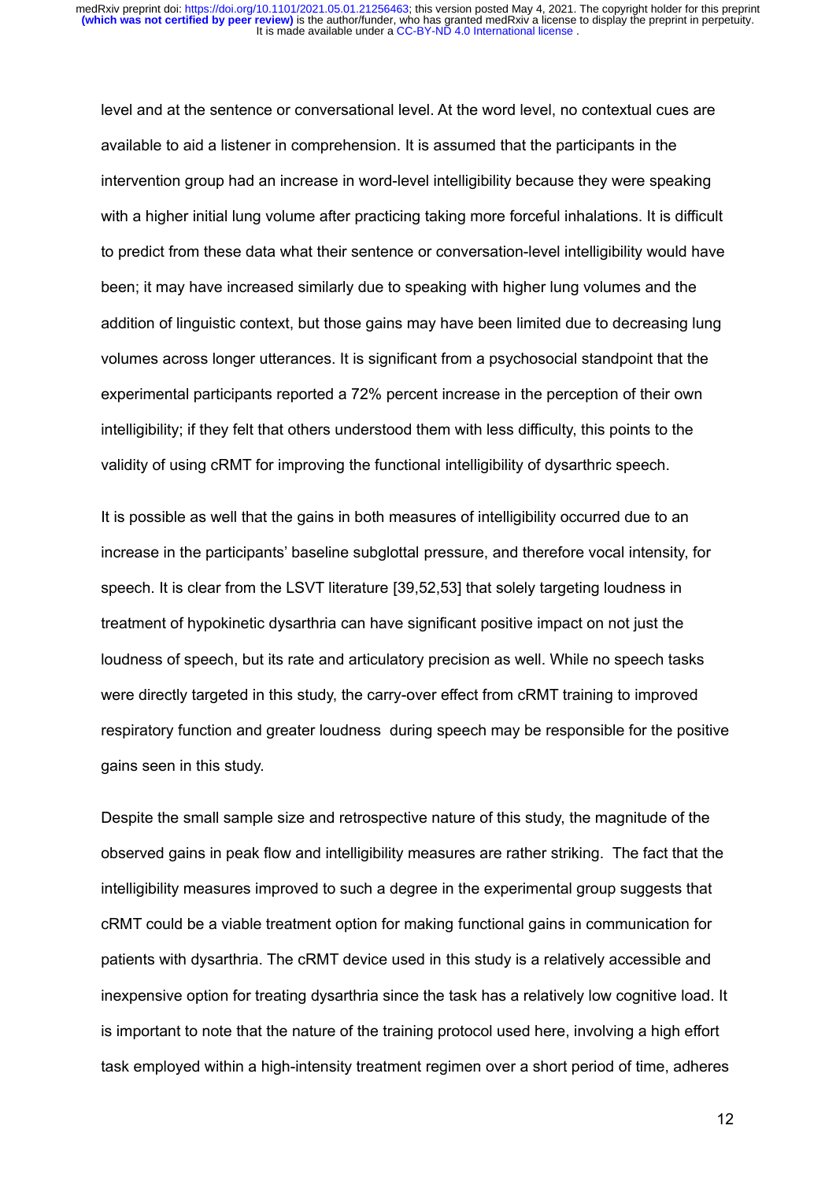level and at the sentence or conversational level. At the word level, no contextual cues are available to aid a listener in comprehension. It is assumed that the participants in the intervention group had an increase in word-level intelligibility because they were speaking with a higher initial lung volume after practicing taking more forceful inhalations. It is difficult to predict from these data what their sentence or conversation-level intelligibility would have been; it may have increased similarly due to speaking with higher lung volumes and the addition of linguistic context, but those gains may have been limited due to decreasing lung volumes across longer utterances. It is significant from a psychosocial standpoint that the experimental participants reported a 72% percent increase in the perception of their own intelligibility; if they felt that others understood them with less difficulty, this points to the validity of using cRMT for improving the functional intelligibility of dysarthric speech.

It is possible as well that the gains in both measures of intelligibility occurred due to an increase in the participants' baseline subglottal pressure, and therefore vocal intensity, for speech. It is clear from the LSVT literature [39,52,53] that solely targeting loudness in treatment of hypokinetic dysarthria can have significant positive impact on not just the loudness of speech, but its rate and articulatory precision as well. While no speech tasks were directly targeted in this study, the carry-over effect from cRMT training to improved respiratory function and greater loudness during speech may be responsible for the positive gains seen in this study.

Despite the small sample size and retrospective nature of this study, the magnitude of the observed gains in peak flow and intelligibility measures are rather striking. The fact that the intelligibility measures improved to such a degree in the experimental group suggests that cRMT could be a viable treatment option for making functional gains in communication for patients with dysarthria. The cRMT device used in this study is a relatively accessible and inexpensive option for treating dysarthria since the task has a relatively low cognitive load. It is important to note that the nature of the training protocol used here, involving a high effort task employed within a high-intensity treatment regimen over a short period of time, adheres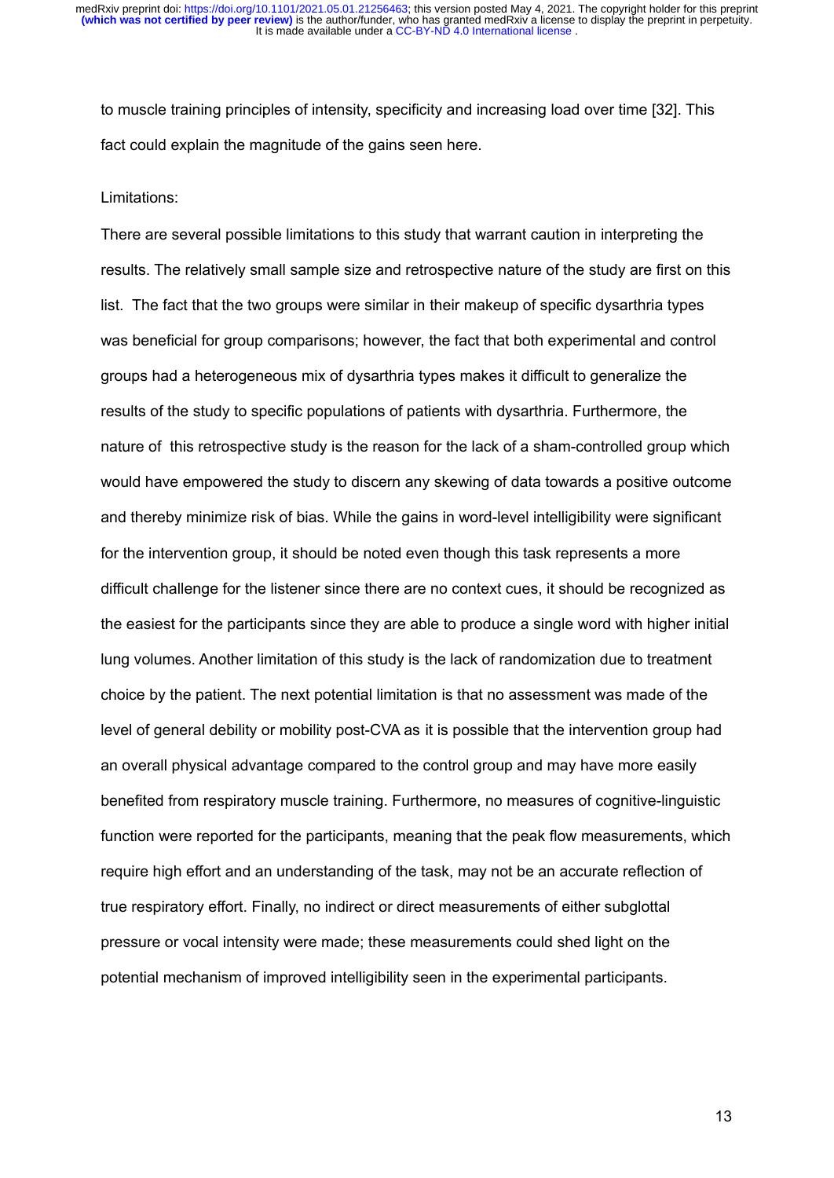to muscle training principles of intensity, specificity and increasing load over time [32]. This fact could explain the magnitude of the gains seen here.

Limitations:

There are several possible limitations to this study that warrant caution in interpreting the results. The relatively small sample size and retrospective nature of the study are first on this list. The fact that the two groups were similar in their makeup of specific dysarthria types was beneficial for group comparisons; however, the fact that both experimental and control groups had a heterogeneous mix of dysarthria types makes it difficult to generalize the results of the study to specific populations of patients with dysarthria. Furthermore, the nature of this retrospective study is the reason for the lack of a sham-controlled group which would have empowered the study to discern any skewing of data towards a positive outcome and thereby minimize risk of bias. While the gains in word-level intelligibility were significant for the intervention group, it should be noted even though this task represents a more difficult challenge for the listener since there are no context cues, it should be recognized as the easiest for the participants since they are able to produce a single word with higher initial lung volumes. Another limitation of this study is the lack of randomization due to treatment choice by the patient. The next potential limitation is that no assessment was made of the level of general debility or mobility post-CVA as it is possible that the intervention group had an overall physical advantage compared to the control group and may have more easily benefited from respiratory muscle training. Furthermore, no measures of cognitive-linguistic function were reported for the participants, meaning that the peak flow measurements, which require high effort and an understanding of the task, may not be an accurate reflection of true respiratory effort. Finally, no indirect or direct measurements of either subglottal pressure or vocal intensity were made; these measurements could shed light on the potential mechanism of improved intelligibility seen in the experimental participants.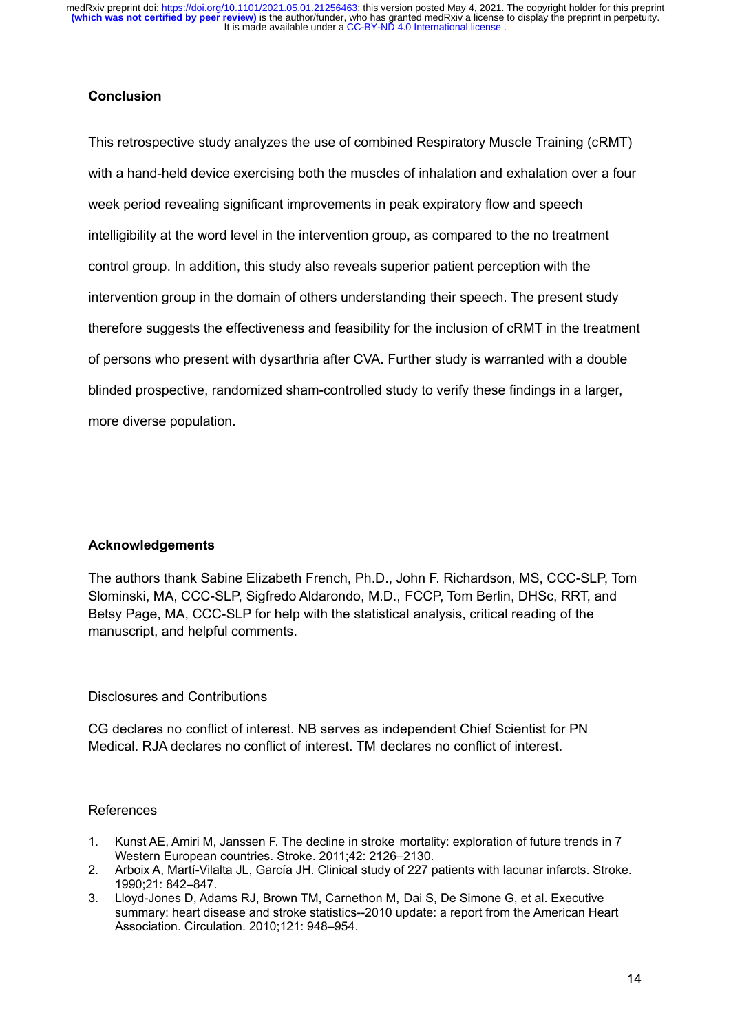## Conclusion

This retrospective study analyzes the use of combined Respiratory Muscle Training (cRMT) with a hand-held device exercising both the muscles of inhalation and exhalation over a four week period revealing significant improvements in peak expiratory flow and speech intelligibility at the word level in the intervention group, as compared to the no treatment control group. In addition, this study also reveals superior patient perception with the intervention group in the domain of others understanding their speech. The present study therefore suggests the effectiveness and feasibility for the inclusion of cRMT in the treatment of persons who present with dysarthria after CVA. Further study is warranted with a double blinded prospective, randomized sham-controlled study to verify these findings in a larger, more diverse population.

## Acknowledgements

The authors thank Sabine Elizabeth French, Ph.D., John F. Richardson, MS, CCC-SLP, Tom Slominski, MA, CCC-SLP, Sigfredo Aldarondo, M.D., FCCP, Tom Berlin, DHSc, RRT, and Betsy Page, MA, CCC-SLP for help with the statistical analysis, critical reading of the manuscript, and helpful comments.

## Disclosures and Contributions

CG declares no conflict of interest. NB serves as independent Chief Scientist for PN Medical. RJA declares no conflict of interest. TM declares no conflict of interest.

## References

1. Kunst AE, Amiri M, Janssen F. The decline in stroke mortality: exploration of future trends in 7 Western European countries. Stroke. 2011;42: 2126–2130.
2. Arboix A, Martí-Vilalta JL, García JH. Clinical study of 227 patients with lacunar infarcts. Stroke. 1990;21: 842–847.
3. Lloyd-Jones D, Adams RJ, Brown TM, Carnethon M, Dai S, De Simone G, et al. Executive summary: heart disease and stroke statistics--2010 update: a report from the American Heart Association. Circulation. 2010;121: 948–954.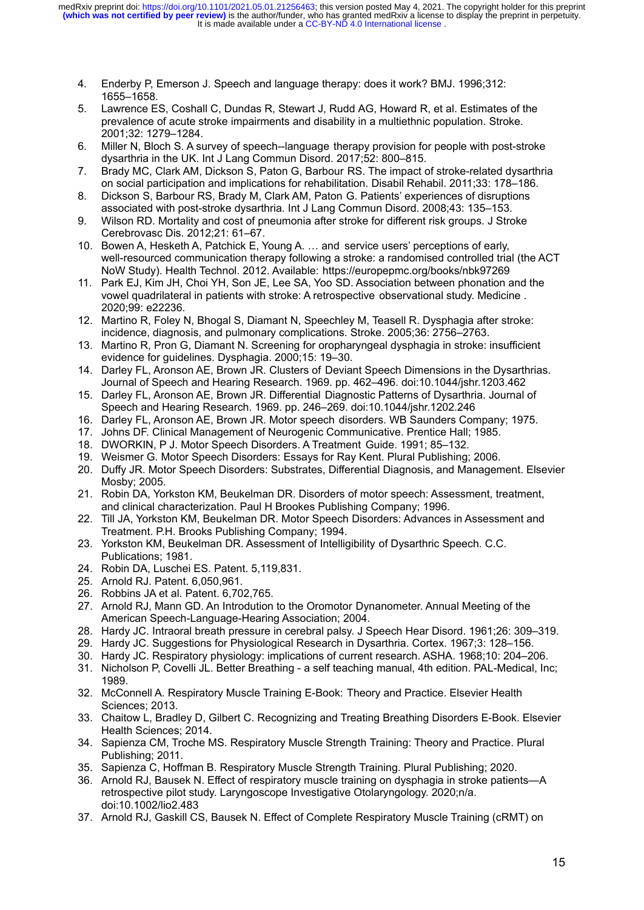4. Enderby P, Emerson J. Speech and language therapy: does it work? BMJ. 1996;312: 1655–1658.
5. Lawrence ES, Coshall C, Dundas R, Stewart J, Rudd AG, Howard R, et al. Estimates of the prevalence of acute stroke impairments and disability in a multiethnic population. Stroke. 2001;32: 1279–1284.
6. Miller N, Bloch S. A survey of speech--language therapy provision for people with post-stroke dysarthria in the UK. Int J Lang Commun Disord. 2017;52: 800–815.
7. Brady MC, Clark AM, Dickson S, Paton G, Barbour RS. The impact of stroke-related dysarthria on social participation and implications for rehabilitation. Disabil Rehabil. 2011;33: 178–186.
8. Dickson S, Barbour RS, Brady M, Clark AM, Paton G. Patients' experiences of disruptions associated with post-stroke dysarthria. Int J Lang Commun Disord. 2008;43: 135–153.
9. Wilson RD. Mortality and cost of pneumonia after stroke for different risk groups. J Stroke Cerebrovasc Dis. 2012;21: 61–67.
10. Bowen A, Hesketh A, Patchick E, Young A. … and service users' perceptions of early, well-resourced communication therapy following a stroke: a randomised controlled trial (the ACT NoW Study). Health Technol. 2012. Available: https://europepmc.org/books/nbk97269
11. Park EJ, Kim JH, Choi YH, Son JE, Lee SA, Yoo SD. Association between phonation and the vowel quadrilateral in patients with stroke: A retrospective observational study. Medicine . 2020;99: e22236.
12. Martino R, Foley N, Bhogal S, Diamant N, Speechley M, Teasell R. Dysphagia after stroke: incidence, diagnosis, and pulmonary complications. Stroke. 2005;36: 2756–2763.
13. Martino R, Pron G, Diamant N. Screening for oropharyngeal dysphagia in stroke: insufficient evidence for guidelines. Dysphagia. 2000;15: 19–30.
14. Darley FL, Aronson AE, Brown JR. Clusters of Deviant Speech Dimensions in the Dysarthrias. Journal of Speech and Hearing Research. 1969. pp. 462–496. doi:10.1044/jshr.1203.462
15. Darley FL, Aronson AE, Brown JR. Differential Diagnostic Patterns of Dysarthria. Journal of Speech and Hearing Research. 1969. pp. 246–269. doi:10.1044/jshr.1202.246
16. Darley FL, Aronson AE, Brown JR. Motor speech disorders. WB Saunders Company; 1975.
17. Johns DF. Clinical Management of Neurogenic Communicative. Prentice Hall; 1985.
18. DWORKIN, P J. Motor Speech Disorders. A Treatment Guide. 1991; 85–132.
19. Weismer G. Motor Speech Disorders: Essays for Ray Kent. Plural Publishing; 2006.
20. Duffy JR. Motor Speech Disorders: Substrates, Differential Diagnosis, and Management. Elsevier Mosby; 2005.
21. Robin DA, Yorkston KM, Beukelman DR. Disorders of motor speech: Assessment, treatment, and clinical characterization. Paul H Brookes Publishing Company; 1996.
22. Till JA, Yorkston KM, Beukelman DR. Motor Speech Disorders: Advances in Assessment and Treatment. P.H. Brooks Publishing Company; 1994.
23. Yorkston KM, Beukelman DR. Assessment of Intelligibility of Dysarthric Speech. C.C. Publications; 1981.
24. Robin DA, Luschei ES. Patent. 5,119,831.
25. Arnold RJ. Patent. 6,050,961.
26. Robbins JA et al. Patent. 6,702,765.
27. Arnold RJ, Mann GD. An Introdution to the Oromotor Dynanometer. Annual Meeting of the American Speech-Language-Hearing Association; 2004.
28. Hardy JC. Intraoral breath pressure in cerebral palsy. J Speech Hear Disord. 1961;26: 309–319.
29. Hardy JC. Suggestions for Physiological Research in Dysarthria. Cortex. 1967;3: 128–156.
30. Hardy JC. Respiratory physiology: implications of current research. ASHA. 1968;10: 204–206.
31. Nicholson P, Covelli JL. Better Breathing - a self teaching manual, 4th edition. PAL-Medical, Inc; 1989.
32. McConnell A. Respiratory Muscle Training E-Book: Theory and Practice. Elsevier Health Sciences; 2013.
33. Chaitow L, Bradley D, Gilbert C. Recognizing and Treating Breathing Disorders E-Book. Elsevier Health Sciences; 2014.
34. Sapienza CM, Troche MS. Respiratory Muscle Strength Training: Theory and Practice. Plural Publishing; 2011.
35. Sapienza C, Hoffman B. Respiratory Muscle Strength Training. Plural Publishing; 2020.
36. Arnold RJ, Bausek N. Effect of respiratory muscle training on dysphagia in stroke patients—A retrospective pilot study. Laryngoscope Investigative Otolaryngology. 2020;n/a. doi:10.1002/lio2.483
37. Arnold RJ, Gaskill CS, Bausek N. Effect of Complete Respiratory Muscle Training (cRMT) on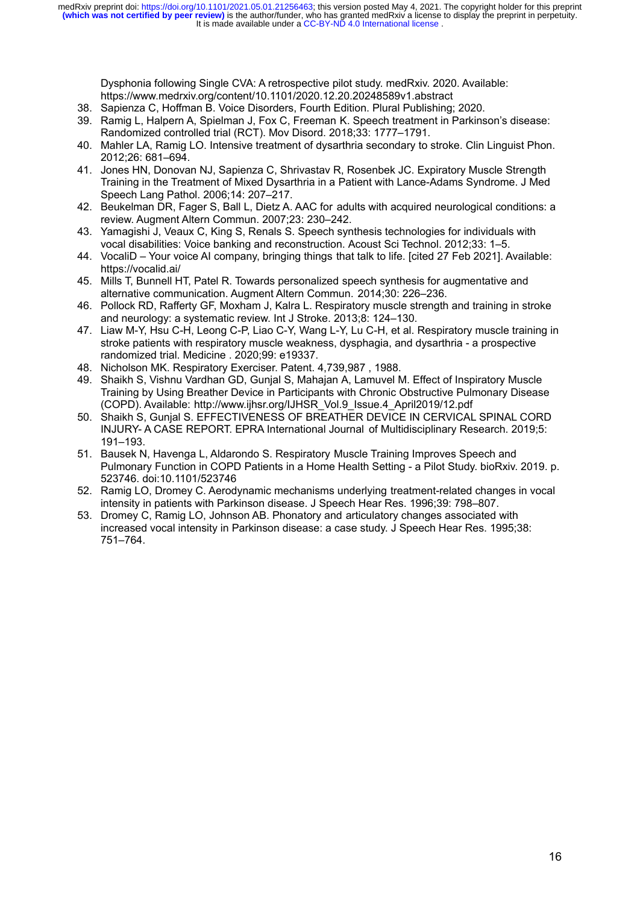Dysphonia following Single CVA: A retrospective pilot study. medRxiv. 2020. Available: https://www.medrxiv.org/content/10.1101/2020.12.20.20248589v1.abstract

38. Sapienza C, Hoffman B. Voice Disorders, Fourth Edition. Plural Publishing; 2020.
39. Ramig L, Halpern A, Spielman J, Fox C, Freeman K. Speech treatment in Parkinson's disease: Randomized controlled trial (RCT). Mov Disord. 2018;33: 1777–1791.
40. Mahler LA, Ramig LO. Intensive treatment of dysarthria secondary to stroke. Clin Linguist Phon. 2012;26: 681–694.
41. Jones HN, Donovan NJ, Sapienza C, Shrivastav R, Rosenbek JC. Expiratory Muscle Strength Training in the Treatment of Mixed Dysarthria in a Patient with Lance-Adams Syndrome. J Med Speech Lang Pathol. 2006;14: 207–217.
42. Beukelman DR, Fager S, Ball L, Dietz A. AAC for adults with acquired neurological conditions: a review. Augment Altern Commun. 2007;23: 230–242.
43. Yamagishi J, Veaux C, King S, Renals S. Speech synthesis technologies for individuals with vocal disabilities: Voice banking and reconstruction. Acoust Sci Technol. 2012;33: 1–5.
44. VocaliD – Your voice AI company, bringing things that talk to life. [cited 27 Feb 2021]. Available: https://vocalid.ai/
45. Mills T, Bunnell HT, Patel R. Towards personalized speech synthesis for augmentative and alternative communication. Augment Altern Commun. 2014;30: 226–236.
46. Pollock RD, Rafferty GF, Moxham J, Kalra L. Respiratory muscle strength and training in stroke and neurology: a systematic review. Int J Stroke. 2013;8: 124–130.
47. Liaw M-Y, Hsu C-H, Leong C-P, Liao C-Y, Wang L-Y, Lu C-H, et al. Respiratory muscle training in stroke patients with respiratory muscle weakness, dysphagia, and dysarthria - a prospective randomized trial. Medicine . 2020;99: e19337.
48. Nicholson MK. Respiratory Exerciser. Patent. 4,739,987 , 1988.
49. Shaikh S, Vishnu Vardhan GD, Gunjal S, Mahajan A, Lamuvel M. Effect of Inspiratory Muscle Training by Using Breather Device in Participants with Chronic Obstructive Pulmonary Disease (COPD). Available: http://www.ijhsr.org/IJHSR_Vol.9_Issue.4_April2019/12.pdf
50. Shaikh S, Gunjal S. EFFECTIVENESS OF BREATHER DEVICE IN CERVICAL SPINAL CORD INJURY- A CASE REPORT. EPRA International Journal of Multidisciplinary Research. 2019;5: 191–193.
51. Bausek N, Havenga L, Aldarondo S. Respiratory Muscle Training Improves Speech and Pulmonary Function in COPD Patients in a Home Health Setting - a Pilot Study. bioRxiv. 2019. p. 523746. doi:10.1101/523746
52. Ramig LO, Dromey C. Aerodynamic mechanisms underlying treatment-related changes in vocal intensity in patients with Parkinson disease. J Speech Hear Res. 1996;39: 798–807.
53. Dromey C, Ramig LO, Johnson AB. Phonatory and articulatory changes associated with increased vocal intensity in Parkinson disease: a case study. J Speech Hear Res. 1995;38: 751–764.